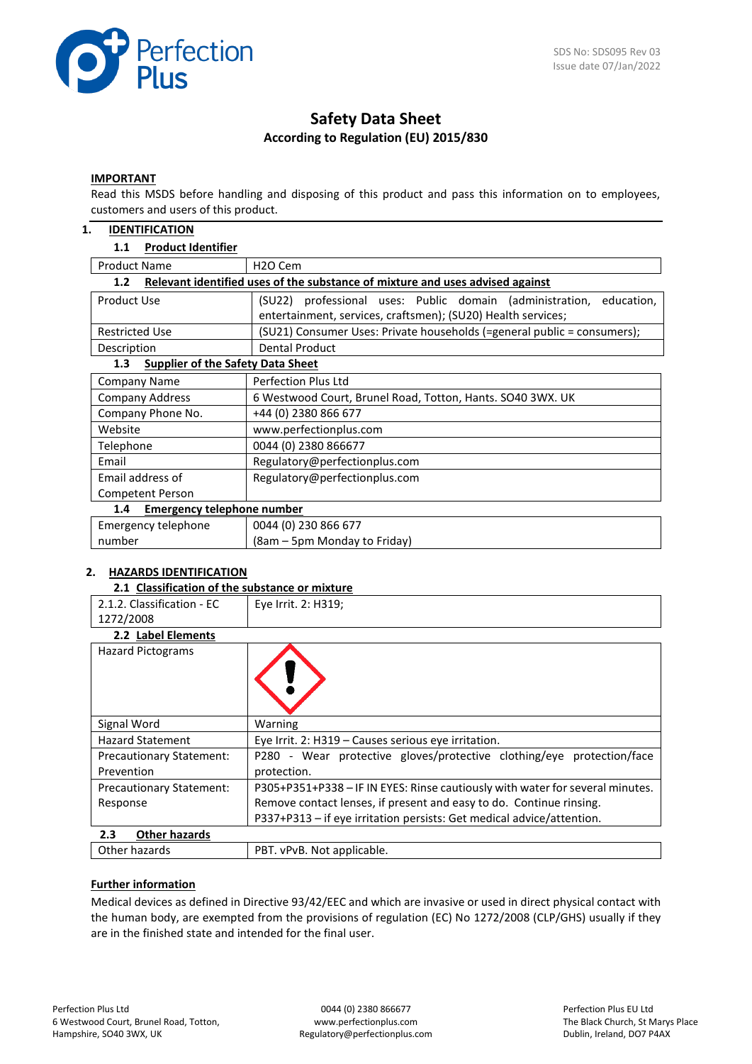SDS No: SDS095 Rev 03
Issue date 07/Jan/2022

# Safety Data Sheet

**According to Regulation (EU) 2015/830**

**IMPORTANT**

Read this MSDS before handling and disposing of this product and pass this information on to employees, customers and users of this product.

## 1. IDENTIFICATION

### 1.1 Product Identifier

| Product Name | H2O Cem |
|---|---|

### 1.2 Relevant identified uses of the substance of mixture and uses advised against

| Product Use | (SU22) professional uses: Public domain (administration, education, entertainment, services, craftsmen); (SU20) Health services; |
|---|---|
| Restricted Use | (SU21) Consumer Uses: Private households (=general public = consumers); |
| Description | Dental Product |

### 1.3 Supplier of the Safety Data Sheet

| Company Name | Perfection Plus Ltd |
|---|---|
| Company Address | 6 Westwood Court, Brunel Road, Totton, Hants. SO40 3WX. UK |
| Company Phone No. | +44 (0) 2380 866 677 |
| Website | www.perfectionplus.com |
| Telephone | 0044 (0) 2380 866677 |
| Email | Regulatory@perfectionplus.com |
| Email address of Competent Person | Regulatory@perfectionplus.com |

### 1.4 Emergency telephone number

| Emergency telephone number | 0044 (0) 230 866 677 (8am – 5pm Monday to Friday) |
|---|---|

## 2. HAZARDS IDENTIFICATION

### 2.1 Classification of the substance or mixture

| 2.1.2. Classification - EC 1272/2008 | Eye Irrit. 2: H319; |
|---|---|

### 2.2 Label Elements

| Hazard Pictograms | |
|---|---|
| Signal Word | Warning |
| Hazard Statement | Eye Irrit. 2: H319 – Causes serious eye irritation. |
| Precautionary Statement: Prevention | P280 - Wear protective gloves/protective clothing/eye protection/face protection. |
| Precautionary Statement: Response | P305+P351+P338 – IF IN EYES: Rinse cautiously with water for several minutes. Remove contact lenses, if present and easy to do. Continue rinsing. P337+P313 – if eye irritation persists: Get medical advice/attention. |

### 2.3 Other hazards

| Other hazards | PBT. vPvB. Not applicable. |
|---|---|

**Further information**

Medical devices as defined in Directive 93/42/EEC and which are invasive or used in direct physical contact with the human body, are exempted from the provisions of regulation (EC) No 1272/2008 (CLP/GHS) usually if they are in the finished state and intended for the final user.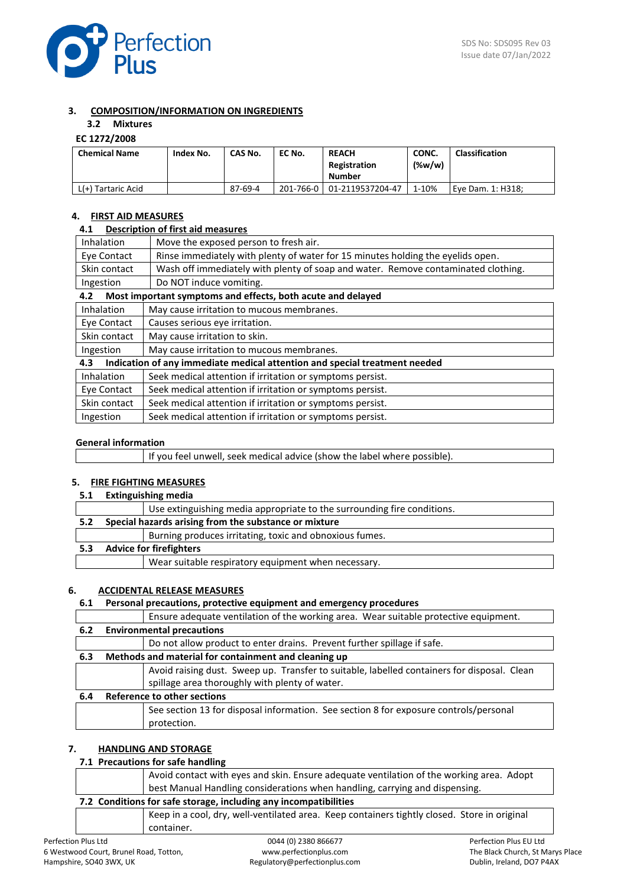## 3. COMPOSITION/INFORMATION ON INGREDIENTS

### 3.2 Mixtures

**EC 1272/2008**

| Chemical Name | Index No. | CAS No. | EC No. | REACH Registration Number | CONC. (%w/w) | Classification |
|---|---|---|---|---|---|---|
| L(+) Tartaric Acid | | 87-69-4 | 201-766-0 | 01-2119537204-47 | 1-10% | Eye Dam. 1: H318; |

## 4. FIRST AID MEASURES

### 4.1 Description of first aid measures

| | |
|---|---|
| Inhalation | Move the exposed person to fresh air. |
| Eye Contact | Rinse immediately with plenty of water for 15 minutes holding the eyelids open. |
| Skin contact | Wash off immediately with plenty of soap and water. Remove contaminated clothing. |
| Ingestion | Do NOT induce vomiting. |

### 4.2 Most important symptoms and effects, both acute and delayed

| | |
|---|---|
| Inhalation | May cause irritation to mucous membranes. |
| Eye Contact | Causes serious eye irritation. |
| Skin contact | May cause irritation to skin. |
| Ingestion | May cause irritation to mucous membranes. |

### 4.3 Indication of any immediate medical attention and special treatment needed

| | |
|---|---|
| Inhalation | Seek medical attention if irritation or symptoms persist. |
| Eye Contact | Seek medical attention if irritation or symptoms persist. |
| Skin contact | Seek medical attention if irritation or symptoms persist. |
| Ingestion | Seek medical attention if irritation or symptoms persist. |

**General information**

If you feel unwell, seek medical advice (show the label where possible).

## 5. FIRE FIGHTING MEASURES

### 5.1 Extinguishing media

Use extinguishing media appropriate to the surrounding fire conditions.

### 5.2 Special hazards arising from the substance or mixture

Burning produces irritating, toxic and obnoxious fumes.

### 5.3 Advice for firefighters

Wear suitable respiratory equipment when necessary.

## 6. ACCIDENTAL RELEASE MEASURES

### 6.1 Personal precautions, protective equipment and emergency procedures

Ensure adequate ventilation of the working area. Wear suitable protective equipment.

### 6.2 Environmental precautions

Do not allow product to enter drains. Prevent further spillage if safe.

### 6.3 Methods and material for containment and cleaning up

Avoid raising dust. Sweep up. Transfer to suitable, labelled containers for disposal. Clean spillage area thoroughly with plenty of water.

### 6.4 Reference to other sections

See section 13 for disposal information. See section 8 for exposure controls/personal protection.

## 7. HANDLING AND STORAGE

### 7.1 Precautions for safe handling

Avoid contact with eyes and skin. Ensure adequate ventilation of the working area. Adopt best Manual Handling considerations when handling, carrying and dispensing.

### 7.2 Conditions for safe storage, including any incompatibilities

Keep in a cool, dry, well-ventilated area. Keep containers tightly closed. Store in original container.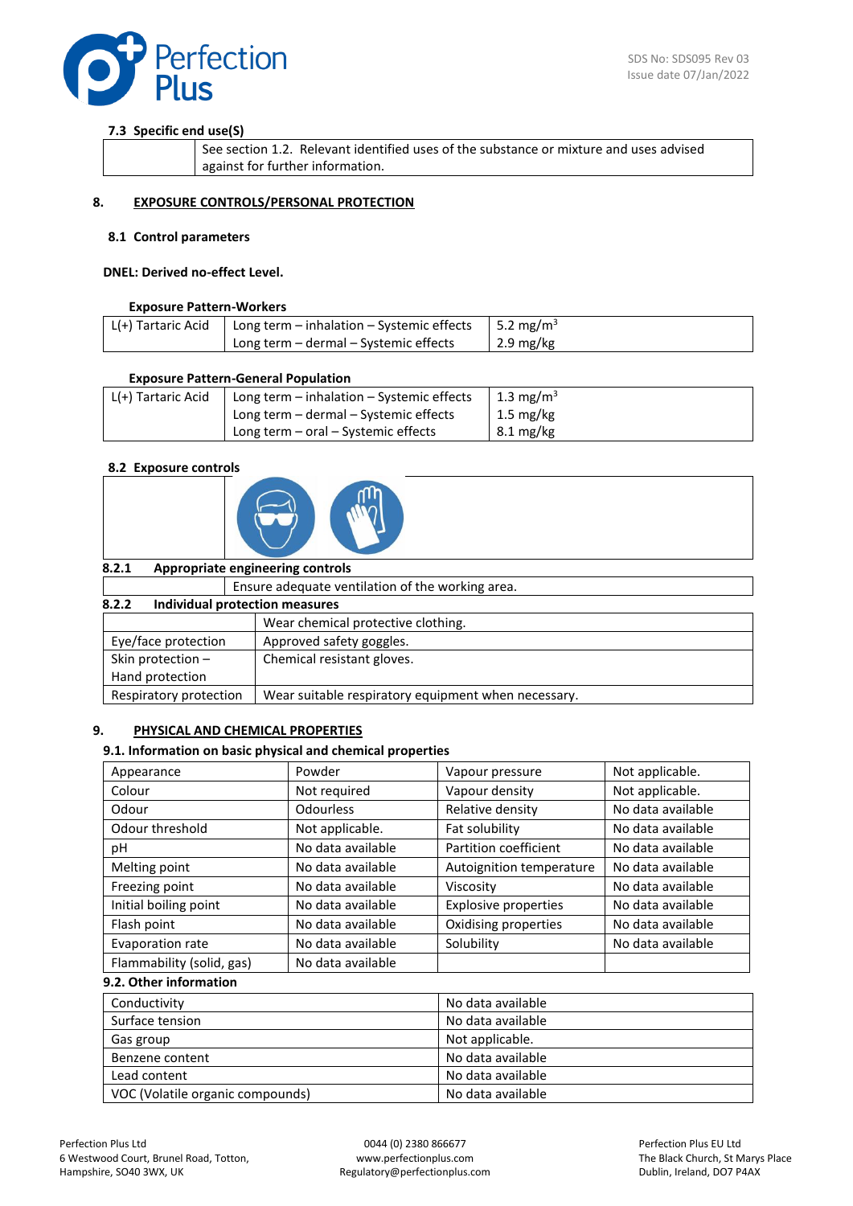### 7.3 Specific end use(S)

| | |
|---|---|
| | See section 1.2. Relevant identified uses of the substance or mixture and uses advised against for further information. |

## 8. EXPOSURE CONTROLS/PERSONAL PROTECTION

### 8.1 Control parameters

**DNEL: Derived no-effect Level.**

**Exposure Pattern-Workers**

| | | |
|---|---|---|
| L(+) Tartaric Acid | Long term – inhalation – Systemic effects<br>Long term – dermal – Systemic effects | 5.2 mg/m$^3$<br>2.9 mg/kg |

**Exposure Pattern-General Population**

| | | |
|---|---|---|
| L(+) Tartaric Acid | Long term – inhalation – Systemic effects<br>Long term – dermal – Systemic effects<br>Long term – oral – Systemic effects | 1.3 mg/m$^3$<br>1.5 mg/kg<br>8.1 mg/kg |

### 8.2 Exposure controls

**8.2.1 Appropriate engineering controls**

| | |
|---|---|
| | Ensure adequate ventilation of the working area. |

**8.2.2 Individual protection measures**

| | |
|---|---|
| | Wear chemical protective clothing. |
| Eye/face protection | Approved safety goggles. |
| Skin protection – Hand protection | Chemical resistant gloves. |
| Respiratory protection | Wear suitable respiratory equipment when necessary. |

## 9. PHYSICAL AND CHEMICAL PROPERTIES

**9.1. Information on basic physical and chemical properties**

| | | | |
|---|---|---|---|
| Appearance | Powder | Vapour pressure | Not applicable. |
| Colour | Not required | Vapour density | Not applicable. |
| Odour | Odourless | Relative density | No data available |
| Odour threshold | Not applicable. | Fat solubility | No data available |
| pH | No data available | Partition coefficient | No data available |
| Melting point | No data available | Autoignition temperature | No data available |
| Freezing point | No data available | Viscosity | No data available |
| Initial boiling point | No data available | Explosive properties | No data available |
| Flash point | No data available | Oxidising properties | No data available |
| Evaporation rate | No data available | Solubility | No data available |
| Flammability (solid, gas) | No data available | | |

**9.2. Other information**

| | |
|---|---|
| Conductivity | No data available |
| Surface tension | No data available |
| Gas group | Not applicable. |
| Benzene content | No data available |
| Lead content | No data available |
| VOC (Volatile organic compounds) | No data available |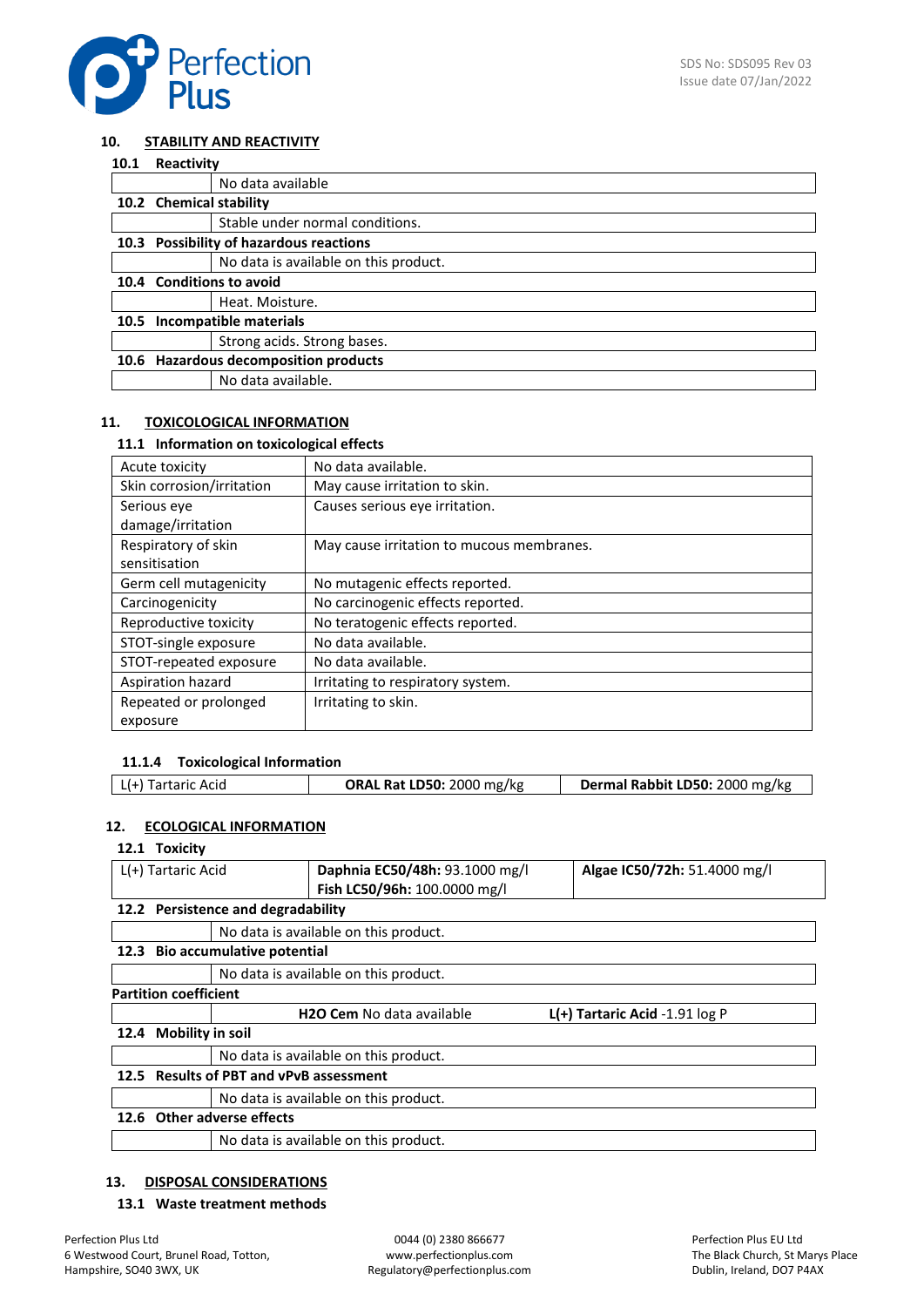## 10. STABILITY AND REACTIVITY

### 10.1 Reactivity

| | |
|---|---|
| | No data available |

### 10.2 Chemical stability

| | |
|---|---|
| | Stable under normal conditions. |

### 10.3 Possibility of hazardous reactions

| | |
|---|---|
| | No data is available on this product. |

### 10.4 Conditions to avoid

| | |
|---|---|
| | Heat. Moisture. |

### 10.5 Incompatible materials

| | |
|---|---|
| | Strong acids. Strong bases. |

### 10.6 Hazardous decomposition products

| | |
|---|---|
| | No data available. |

## 11. TOXICOLOGICAL INFORMATION

### 11.1 Information on toxicological effects

| | |
|---|---|
| Acute toxicity | No data available. |
| Skin corrosion/irritation | May cause irritation to skin. |
| Serious eye damage/irritation | Causes serious eye irritation. |
| Respiratory of skin sensitisation | May cause irritation to mucous membranes. |
| Germ cell mutagenicity | No mutagenic effects reported. |
| Carcinogenicity | No carcinogenic effects reported. |
| Reproductive toxicity | No teratogenic effects reported. |
| STOT-single exposure | No data available. |
| STOT-repeated exposure | No data available. |
| Aspiration hazard | Irritating to respiratory system. |
| Repeated or prolonged exposure | Irritating to skin. |

#### 11.1.4 Toxicological Information

| | | |
|---|---|---|
| L(+) Tartaric Acid | **ORAL Rat LD50:** 2000 mg/kg | **Dermal Rabbit LD50:** 2000 mg/kg |

## 12. ECOLOGICAL INFORMATION

### 12.1 Toxicity

| | | |
|---|---|---|
| L(+) Tartaric Acid | **Daphnia EC50/48h:** 93.1000 mg/l<br>**Fish LC50/96h:** 100.0000 mg/l | **Algae IC50/72h:** 51.4000 mg/l |

### 12.2 Persistence and degradability

| | |
|---|---|
| | No data is available on this product. |

### 12.3 Bio accumulative potential

| | |
|---|---|
| | No data is available on this product. |

**Partition coefficient**

| | | |
|---|---|---|
| | **H2O Cem** No data available | **L(+) Tartaric Acid** -1.91 log P |

### 12.4 Mobility in soil

| | |
|---|---|
| | No data is available on this product. |

### 12.5 Results of PBT and vPvB assessment

| | |
|---|---|
| | No data is available on this product. |

### 12.6 Other adverse effects

| | |
|---|---|
| | No data is available on this product. |

## 13. DISPOSAL CONSIDERATIONS

### 13.1 Waste treatment methods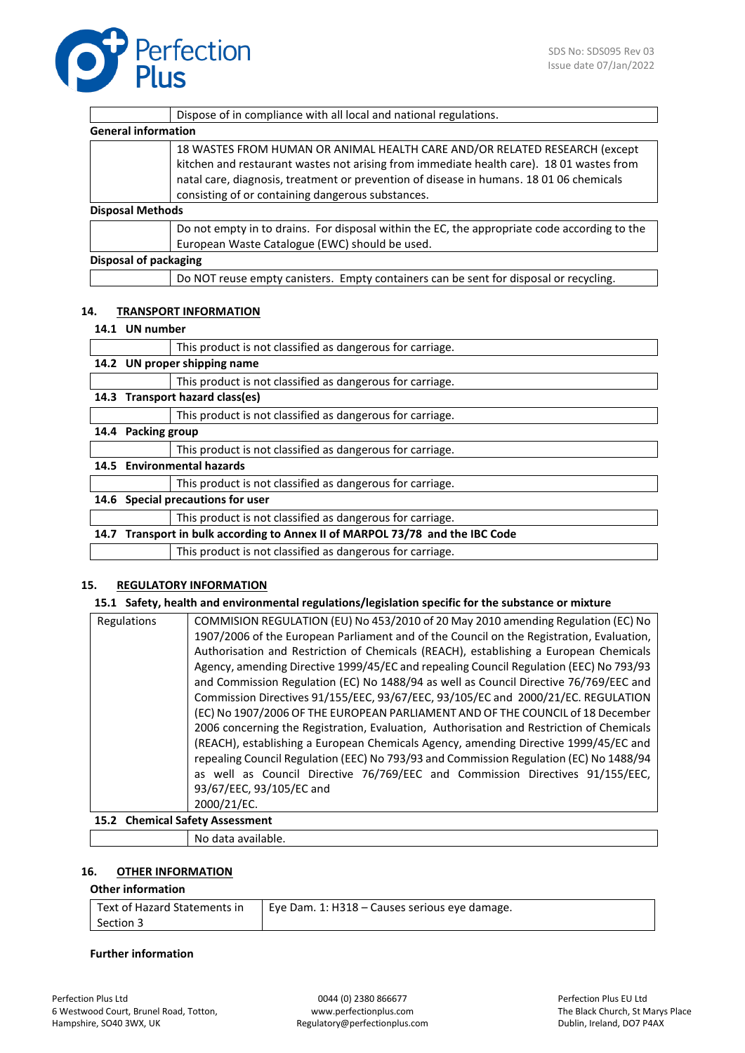| | Dispose of in compliance with all local and national regulations. |
|---|---|

**General information**

| | 18 WASTES FROM HUMAN OR ANIMAL HEALTH CARE AND/OR RELATED RESEARCH (except kitchen and restaurant wastes not arising from immediate health care). 18 01 wastes from natal care, diagnosis, treatment or prevention of disease in humans. 18 01 06 chemicals consisting of or containing dangerous substances. |
|---|---|

**Disposal Methods**

| | Do not empty in to drains. For disposal within the EC, the appropriate code according to the European Waste Catalogue (EWC) should be used. |
|---|---|

**Disposal of packaging**

| | Do NOT reuse empty canisters. Empty containers can be sent for disposal or recycling. |
|---|---|

## 14. TRANSPORT INFORMATION

### 14.1 UN number

| | This product is not classified as dangerous for carriage. |
|---|---|

### 14.2 UN proper shipping name

| | This product is not classified as dangerous for carriage. |
|---|---|

### 14.3 Transport hazard class(es)

| | This product is not classified as dangerous for carriage. |
|---|---|

### 14.4 Packing group

| | This product is not classified as dangerous for carriage. |
|---|---|

### 14.5 Environmental hazards

| | This product is not classified as dangerous for carriage. |
|---|---|

### 14.6 Special precautions for user

| | This product is not classified as dangerous for carriage. |
|---|---|

### 14.7 Transport in bulk according to Annex II of MARPOL 73/78 and the IBC Code

| | This product is not classified as dangerous for carriage. |
|---|---|

## 15. REGULATORY INFORMATION

### 15.1 Safety, health and environmental regulations/legislation specific for the substance or mixture

| Regulations | COMMISION REGULATION (EU) No 453/2010 of 20 May 2010 amending Regulation (EC) No 1907/2006 of the European Parliament and of the Council on the Registration, Evaluation, Authorisation and Restriction of Chemicals (REACH), establishing a European Chemicals Agency, amending Directive 1999/45/EC and repealing Council Regulation (EEC) No 793/93 and Commission Regulation (EC) No 1488/94 as well as Council Directive 76/769/EEC and Commission Directives 91/155/EEC, 93/67/EEC, 93/105/EC and 2000/21/EC. REGULATION (EC) No 1907/2006 OF THE EUROPEAN PARLIAMENT AND OF THE COUNCIL of 18 December 2006 concerning the Registration, Evaluation, Authorisation and Restriction of Chemicals (REACH), establishing a European Chemicals Agency, amending Directive 1999/45/EC and repealing Council Regulation (EEC) No 793/93 and Commission Regulation (EC) No 1488/94 as well as Council Directive 76/769/EEC and Commission Directives 91/155/EEC, 93/67/EEC, 93/105/EC and 2000/21/EC. |
|---|---|

### 15.2 Chemical Safety Assessment

| | No data available. |
|---|---|

## 16. OTHER INFORMATION

**Other information**

| Text of Hazard Statements in Section 3 | Eye Dam. 1: H318 – Causes serious eye damage. |
|---|---|

**Further information**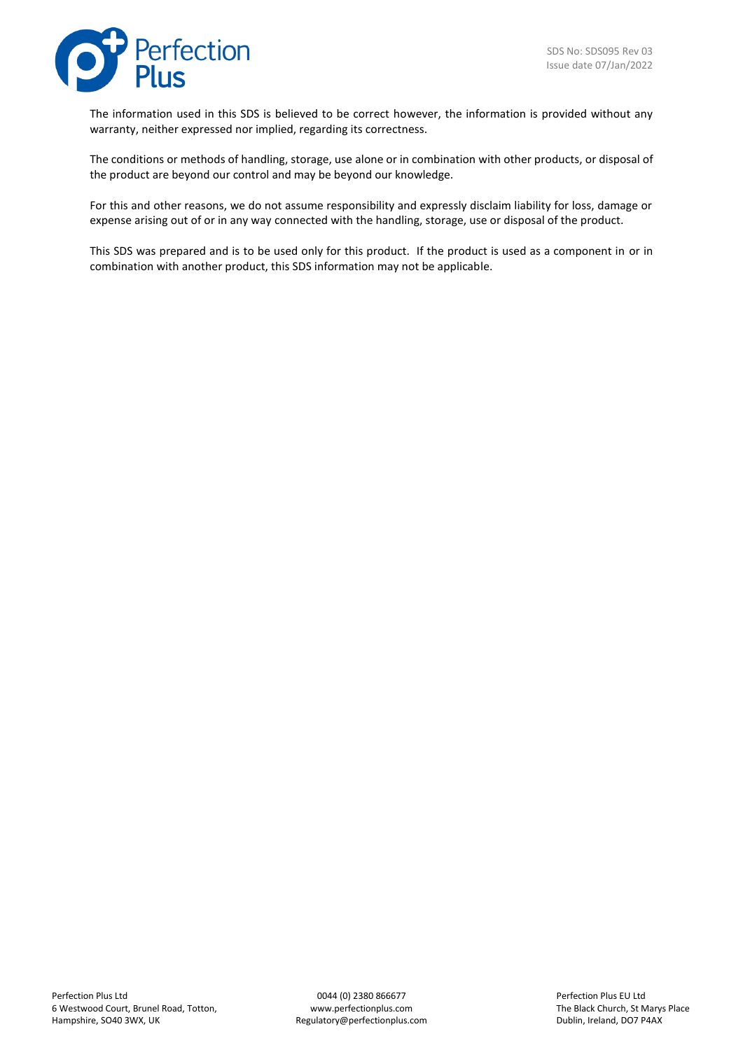The information used in this SDS is believed to be correct however, the information is provided without any warranty, neither expressed nor implied, regarding its correctness.

The conditions or methods of handling, storage, use alone or in combination with other products, or disposal of the product are beyond our control and may be beyond our knowledge.

For this and other reasons, we do not assume responsibility and expressly disclaim liability for loss, damage or expense arising out of or in any way connected with the handling, storage, use or disposal of the product.

This SDS was prepared and is to be used only for this product. If the product is used as a component in or in combination with another product, this SDS information may not be applicable.